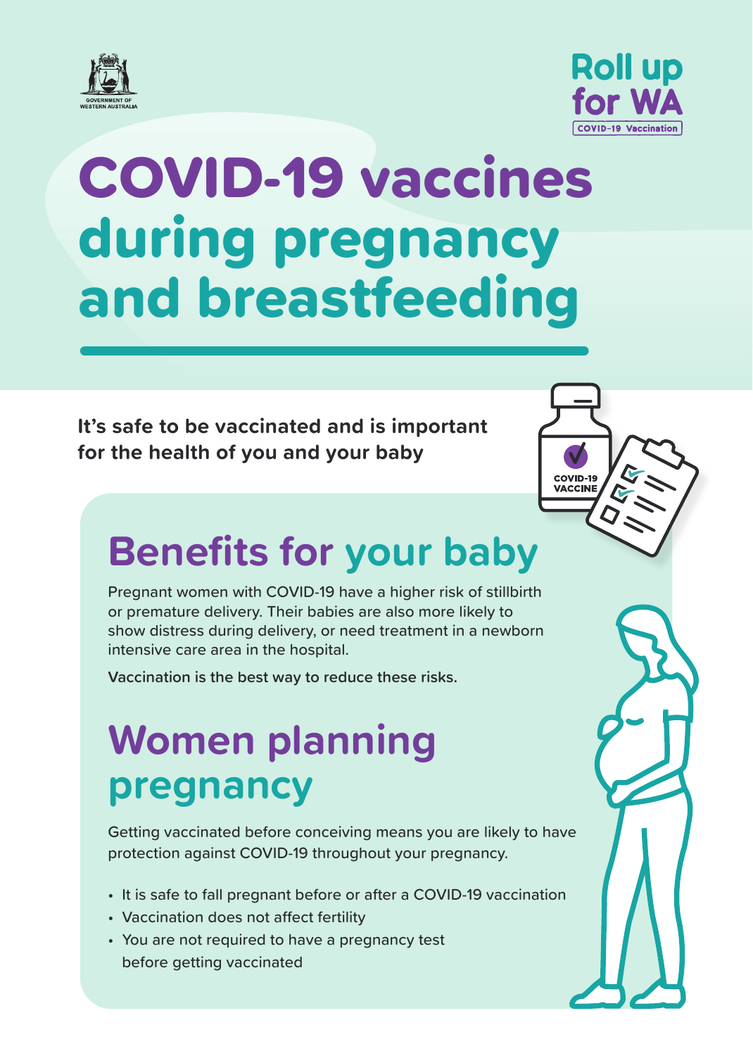GOVERNMENT OF WESTERN AUSTRALIA

Roll up for WA
COVID-19 Vaccination

# COVID-19 vaccines during pregnancy and breastfeeding

**It's safe to be vaccinated and is important for the health of you and your baby**

COVID-19 VACCINE

## Benefits for your baby

Pregnant women with COVID-19 have a higher risk of stillbirth or premature delivery. Their babies are also more likely to show distress during delivery, or need treatment in a newborn intensive care area in the hospital.

Vaccination is the best way to reduce these risks.

## Women planning pregnancy

Getting vaccinated before conceiving means you are likely to have protection against COVID-19 throughout your pregnancy.

- It is safe to fall pregnant before or after a COVID-19 vaccination
- Vaccination does not affect fertility
- You are not required to have a pregnancy test before getting vaccinated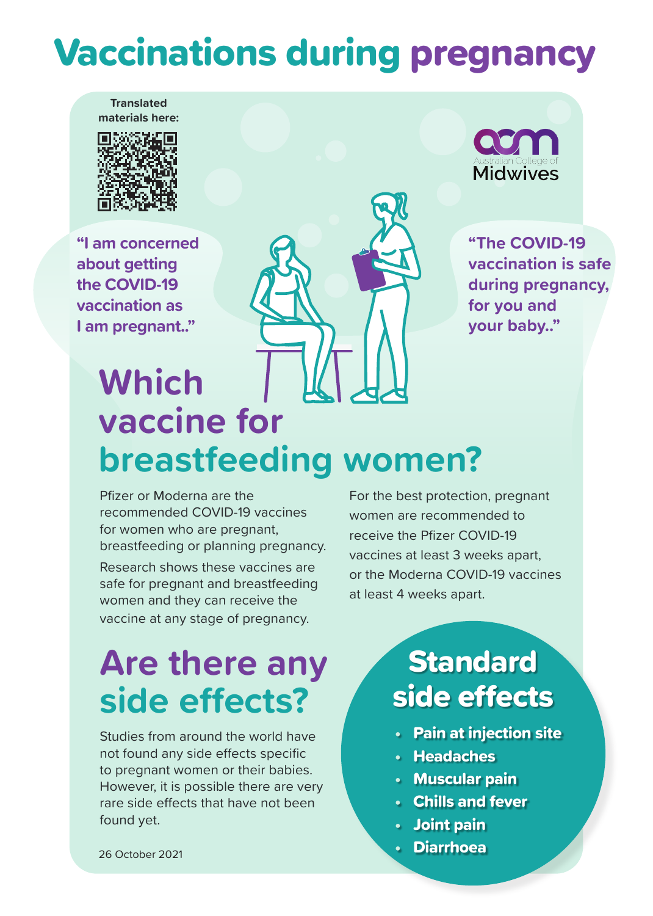# Vaccinations during pregnancy

Translated materials here:

Australian College of Midwives

"I am concerned about getting the COVID-19 vaccination as I am pregnant.."

"The COVID-19 vaccination is safe during pregnancy, for you and your baby.."

## Which vaccine for breastfeeding women?

Pfizer or Moderna are the recommended COVID-19 vaccines for women who are pregnant, breastfeeding or planning pregnancy.

Research shows these vaccines are safe for pregnant and breastfeeding women and they can receive the vaccine at any stage of pregnancy.

For the best protection, pregnant women are recommended to receive the Pfizer COVID-19 vaccines at least 3 weeks apart, or the Moderna COVID-19 vaccines at least 4 weeks apart.

## Are there any side effects?

Studies from around the world have not found any side effects specific to pregnant women or their babies. However, it is possible there are very rare side effects that have not been found yet.

### Standard side effects

- Pain at injection site
- Headaches
- Muscular pain
- Chills and fever
- Joint pain
- Diarrhoea

26 October 2021